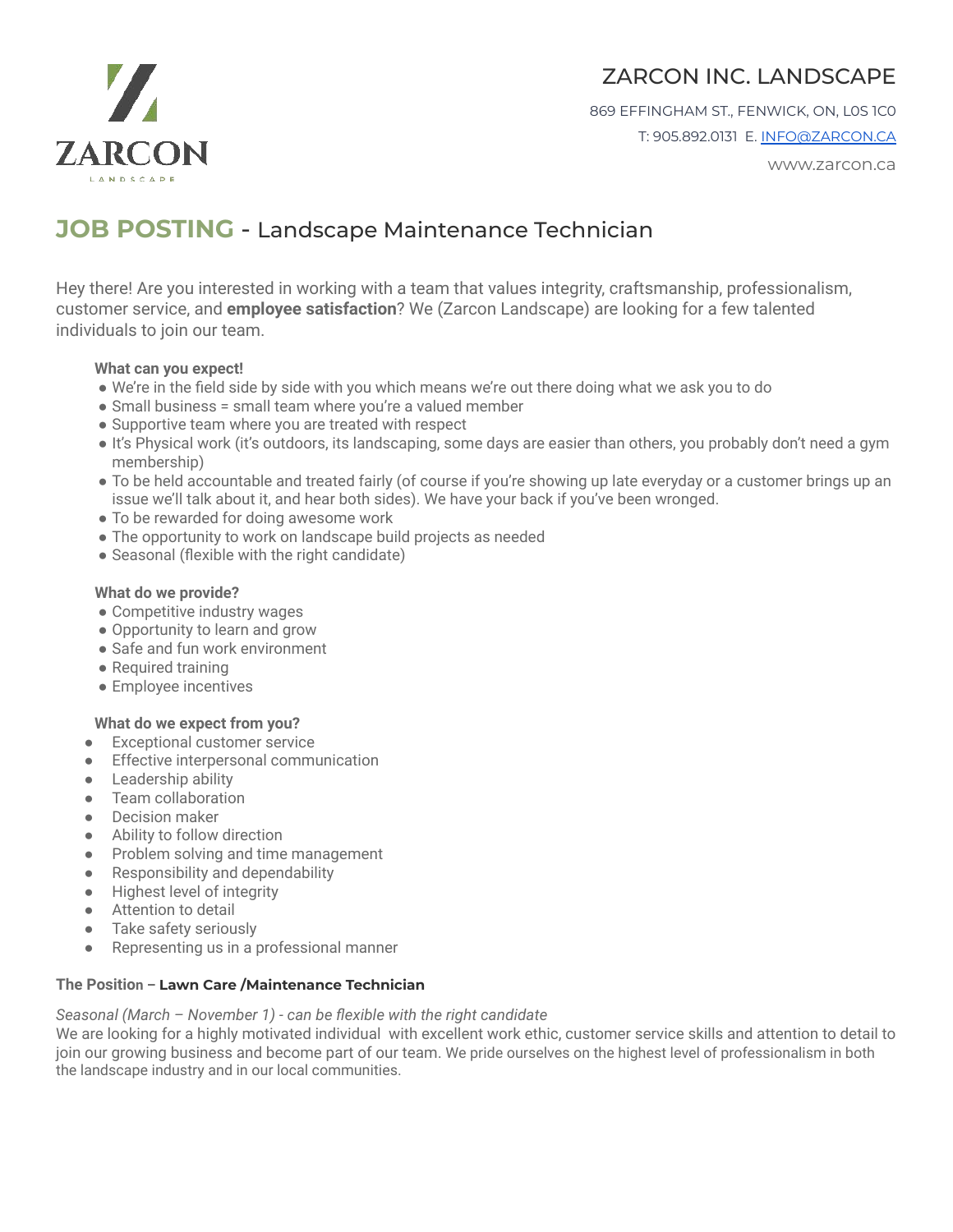ZARCON INC. LANDSCAPE

869 EFFINGHAM ST., FENWICK, ON, L0S 1C0

T: 905.892.0131 E. INFO@ZARCON.CA

www.zarcon.ca

# JOB POSTING - Landscape Maintenance Technician

Hey there! Are you interested in working with a team that values integrity, craftsmanship, professionalism, customer service, and **employee satisfaction**? We (Zarcon Landscape) are looking for a few talented individuals to join our team.

**What can you expect!**

- We're in the field side by side with you which means we're out there doing what we ask you to do
- Small business = small team where you're a valued member
- Supportive team where you are treated with respect
- It's Physical work (it's outdoors, its landscaping, some days are easier than others, you probably don't need a gym membership)
- To be held accountable and treated fairly (of course if you're showing up late everyday or a customer brings up an issue we'll talk about it, and hear both sides). We have your back if you've been wronged.
- To be rewarded for doing awesome work
- The opportunity to work on landscape build projects as needed
- Seasonal (flexible with the right candidate)

**What do we provide?**

- Competitive industry wages
- Opportunity to learn and grow
- Safe and fun work environment
- Required training
- Employee incentives

**What do we expect from you?**

- Exceptional customer service
- Effective interpersonal communication
- Leadership ability
- Team collaboration
- Decision maker
- Ability to follow direction
- Problem solving and time management
- Responsibility and dependability
- Highest level of integrity
- Attention to detail
- Take safety seriously
- Representing us in a professional manner

**The Position – Lawn Care /Maintenance Technician**

*Seasonal (March – November 1) - can be flexible with the right candidate*

We are looking for a highly motivated individual with excellent work ethic, customer service skills and attention to detail to join our growing business and become part of our team. We pride ourselves on the highest level of professionalism in both the landscape industry and in our local communities.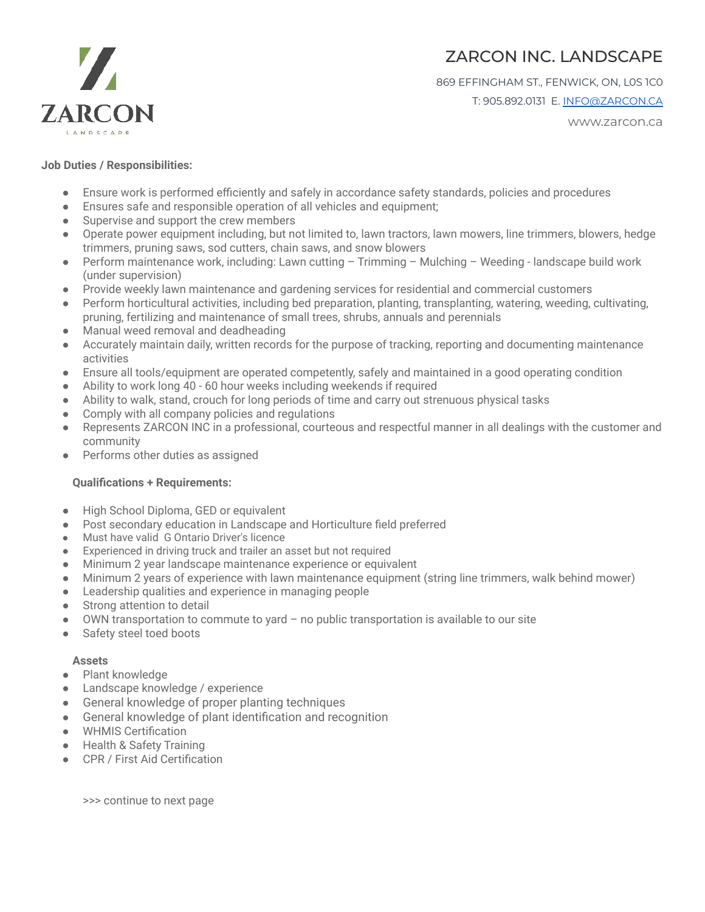# ZARCON INC. LANDSCAPE

869 EFFINGHAM ST., FENWICK, ON, L0S 1C0

T: 905.892.0131 E. [INFO@ZARCON.CA](mailto:INFO@ZARCON.CA)

www.zarcon.ca

**Job Duties / Responsibilities:**

- Ensure work is performed efficiently and safely in accordance safety standards, policies and procedures
- Ensures safe and responsible operation of all vehicles and equipment;
- Supervise and support the crew members
- Operate power equipment including, but not limited to, lawn tractors, lawn mowers, line trimmers, blowers, hedge trimmers, pruning saws, sod cutters, chain saws, and snow blowers
- Perform maintenance work, including: Lawn cutting – Trimming – Mulching – Weeding - landscape build work (under supervision)
- Provide weekly lawn maintenance and gardening services for residential and commercial customers
- Perform horticultural activities, including bed preparation, planting, transplanting, watering, weeding, cultivating, pruning, fertilizing and maintenance of small trees, shrubs, annuals and perennials
- Manual weed removal and deadheading
- Accurately maintain daily, written records for the purpose of tracking, reporting and documenting maintenance activities
- Ensure all tools/equipment are operated competently, safely and maintained in a good operating condition
- Ability to work long 40 - 60 hour weeks including weekends if required
- Ability to walk, stand, crouch for long periods of time and carry out strenuous physical tasks
- Comply with all company policies and regulations
- Represents ZARCON INC in a professional, courteous and respectful manner in all dealings with the customer and community
- Performs other duties as assigned

**Qualifications + Requirements:**

- High School Diploma, GED or equivalent
- Post secondary education in Landscape and Horticulture field preferred
- Must have valid G Ontario Driver's licence
- Experienced in driving truck and trailer an asset but not required
- Minimum 2 year landscape maintenance experience or equivalent
- Minimum 2 years of experience with lawn maintenance equipment (string line trimmers, walk behind mower)
- Leadership qualities and experience in managing people
- Strong attention to detail
- OWN transportation to commute to yard – no public transportation is available to our site
- Safety steel toed boots

**Assets**

- Plant knowledge
- Landscape knowledge / experience
- General knowledge of proper planting techniques
- General knowledge of plant identification and recognition
- WHMIS Certification
- Health & Safety Training
- CPR / First Aid Certification

>>> continue to next page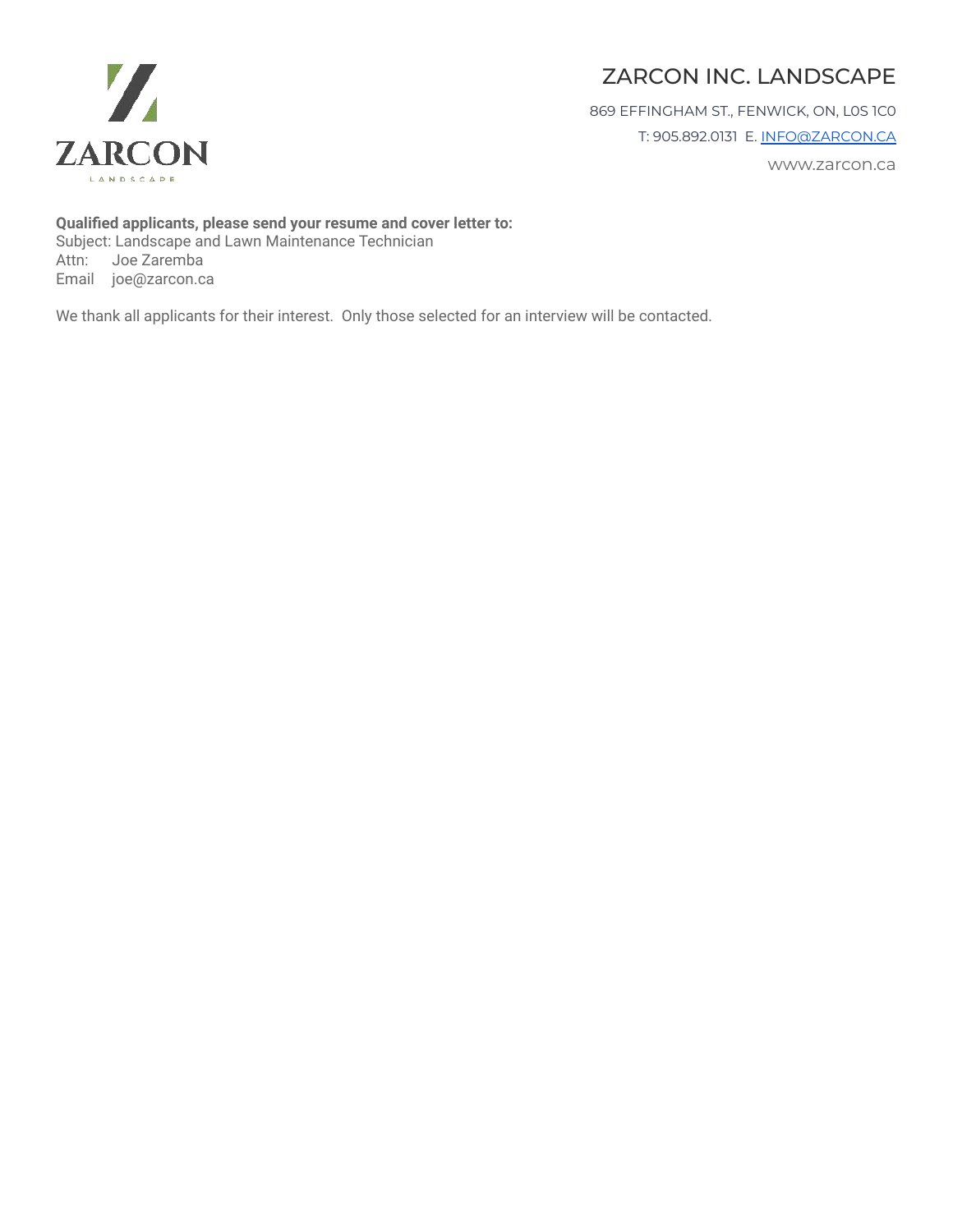ZARCON INC. LANDSCAPE

869 EFFINGHAM ST., FENWICK, ON, L0S 1C0

T: 905.892.0131 E. INFO@ZARCON.CA

www.zarcon.ca

**Qualified applicants, please send your resume and cover letter to:**
Subject: Landscape and Lawn Maintenance Technician
Attn: Joe Zaremba
Email joe@zarcon.ca

We thank all applicants for their interest. Only those selected for an interview will be contacted.